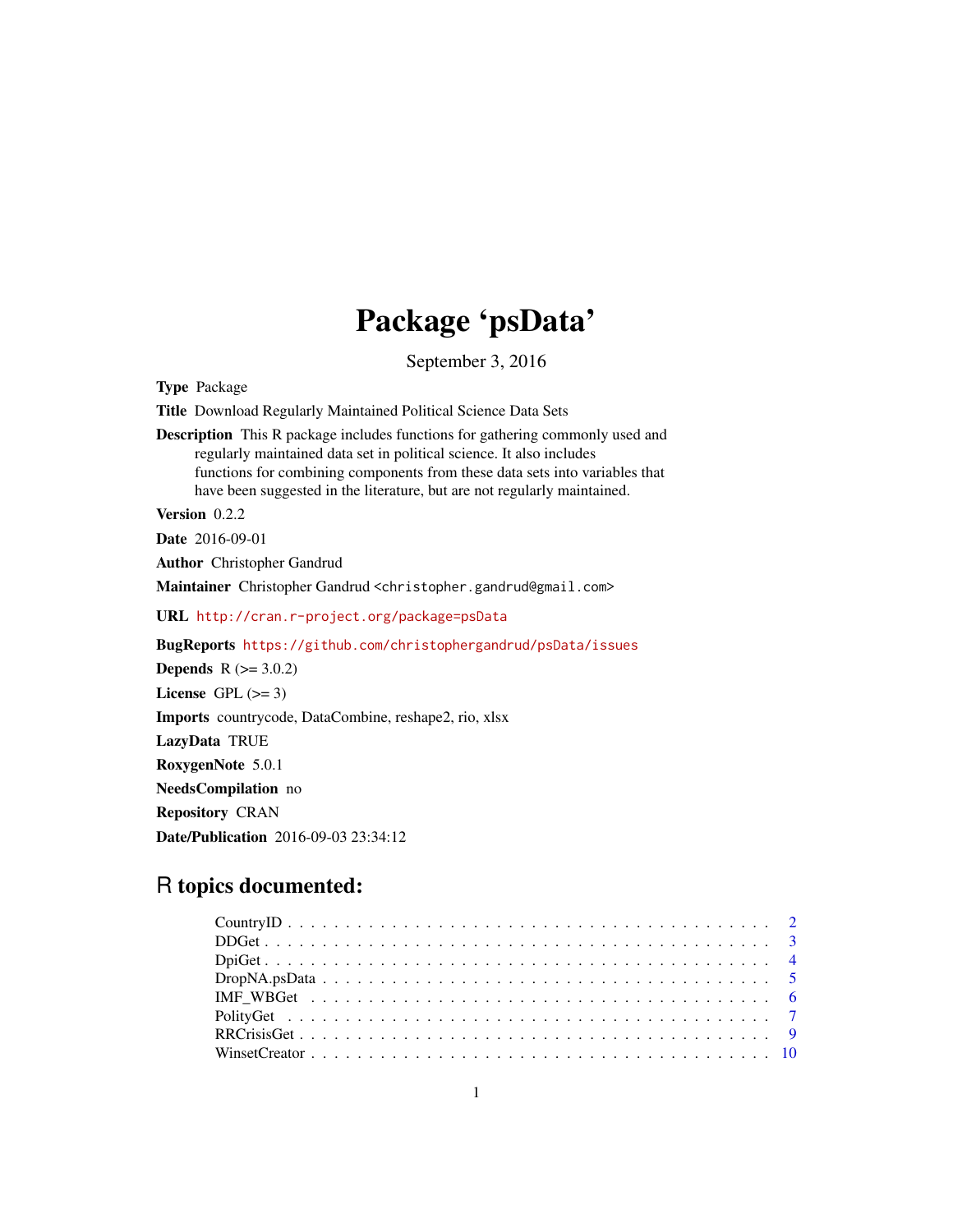# Package 'psData'

September 3, 2016

**Type** Package

**Title** Download Regularly Maintained Political Science Data Sets

**Description** This R package includes functions for gathering commonly used and regularly maintained data set in political science. It also includes functions for combining components from these data sets into variables that have been suggested in the literature, but are not regularly maintained.

**Version** 0.2.2

**Date** 2016-09-01

**Author** Christopher Gandrud

**Maintainer** Christopher Gandrud <christopher.gandrud@gmail.com>

**URL** http://cran.r-project.org/package=psData

**BugReports** https://github.com/christophergandrud/psData/issues

**Depends** R (>= 3.0.2)

**License** GPL (>= 3)

**Imports** countrycode, DataCombine, reshape2, rio, xlsx

**LazyData** TRUE

**RoxygenNote** 5.0.1

**NeedsCompilation** no

**Repository** CRAN

**Date/Publication** 2016-09-03 23:34:12

## R topics documented:

- CountryID . . . . . . . . . . . . . . . . . . . . . . . . . . . . . . . . . . . . . . . . 2
- DDGet . . . . . . . . . . . . . . . . . . . . . . . . . . . . . . . . . . . . . . . . . . 3
- DpiGet . . . . . . . . . . . . . . . . . . . . . . . . . . . . . . . . . . . . . . . . . . 4
- DropNA.psData . . . . . . . . . . . . . . . . . . . . . . . . . . . . . . . . . . . . . 5
- IMF_WBGet . . . . . . . . . . . . . . . . . . . . . . . . . . . . . . . . . . . . . . . 6
- PolityGet . . . . . . . . . . . . . . . . . . . . . . . . . . . . . . . . . . . . . . . . 7
- RRCrisisGet . . . . . . . . . . . . . . . . . . . . . . . . . . . . . . . . . . . . . . . 9
- WinsetCreator . . . . . . . . . . . . . . . . . . . . . . . . . . . . . . . . . . . . . . 10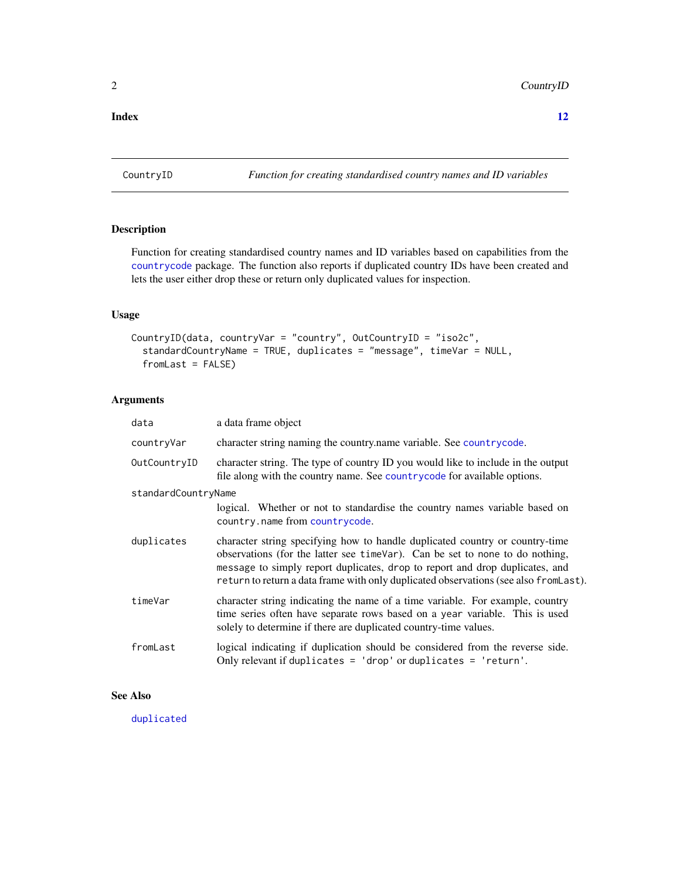**Index** **12**

---

`CountryID` *Function for creating standardised country names and ID variables*

---

## Description

Function for creating standardised country names and ID variables based on capabilities from the `countrycode` package. The function also reports if duplicated country IDs have been created and lets the user either drop these or return only duplicated values for inspection.

## Usage

```
CountryID(data, countryVar = "country", OutCountryID = "iso2c",
  standardCountryName = TRUE, duplicates = "message", timeVar = NULL,
  fromLast = FALSE)
```

## Arguments

| Argument | Description |
|---|---|
| `data` | a data frame object |
| `countryVar` | character string naming the country.name variable. See `countrycode`. |
| `OutCountryID` | character string. The type of country ID you would like to include in the output file along with the country name. See `countrycode` for available options. |
| `standardCountryName` | logical. Whether or not to standardise the country names variable based on `country.name` from `countrycode`. |
| `duplicates` | character string specifying how to handle duplicated country or country-time observations (for the latter see `timeVar`). Can be set to none to do nothing, `message` to simply report duplicates, `drop` to report and drop duplicates, and `return` to return a data frame with only duplicated observations (see also `fromLast`). |
| `timeVar` | character string indicating the name of a time variable. For example, country time series often have separate rows based on a `year` variable. This is used solely to determine if there are duplicated country-time values. |
| `fromLast` | logical indicating if duplication should be considered from the reverse side. Only relevant if `duplicates = 'drop'` or `duplicates = 'return'`. |

## See Also

`duplicated`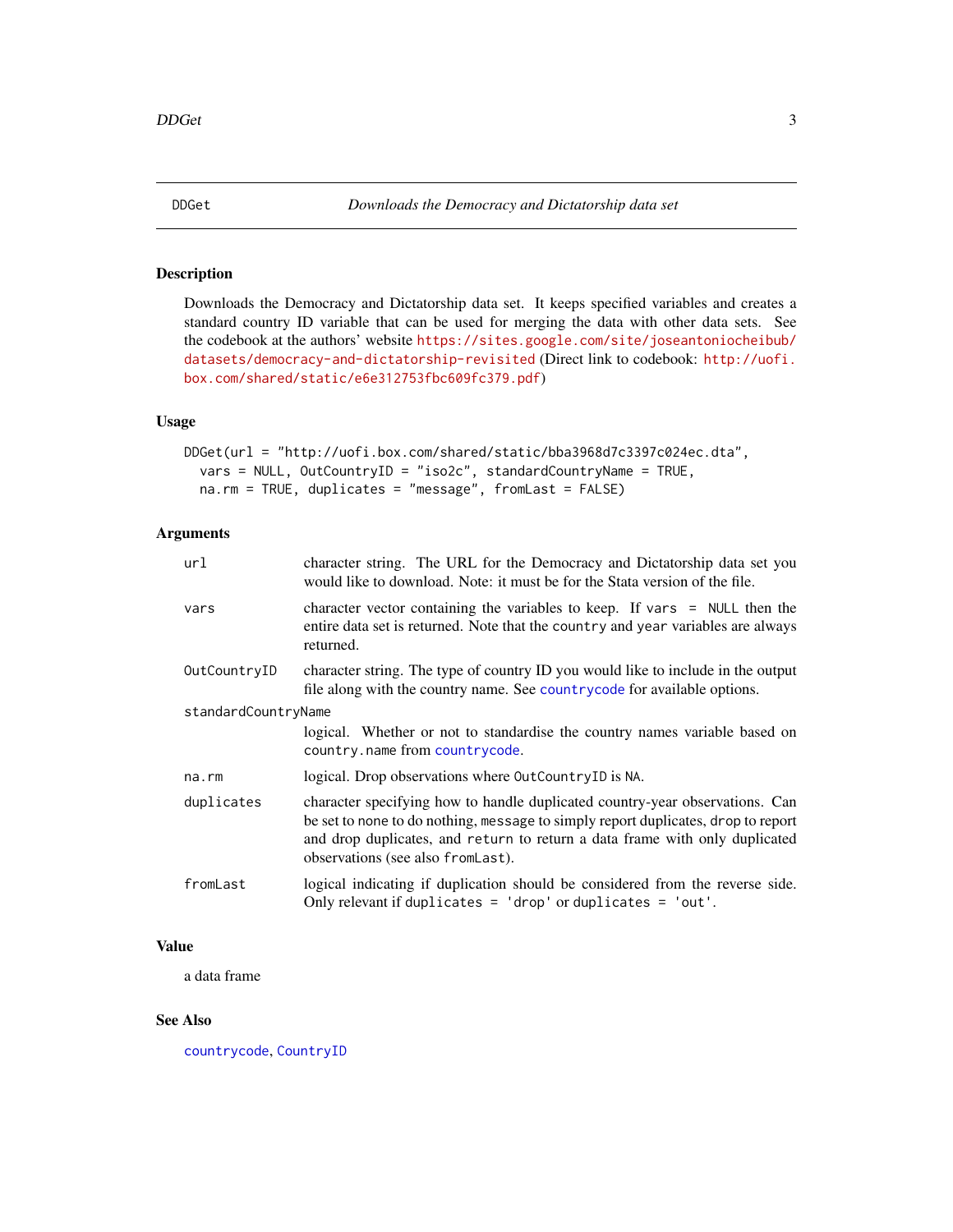# DDGet — *Downloads the Democracy and Dictatorship data set*

## Description

Downloads the Democracy and Dictatorship data set. It keeps specified variables and creates a standard country ID variable that can be used for merging the data with other data sets. See the codebook at the authors' website https://sites.google.com/site/joseantoniocheibub/datasets/democracy-and-dictatorship-revisited (Direct link to codebook: http://uofi.box.com/shared/static/e6e312753fbc609fc379.pdf)

## Usage

```
DDGet(url = "http://uofi.box.com/shared/static/bba3968d7c3397c024ec.dta",
  vars = NULL, OutCountryID = "iso2c", standardCountryName = TRUE,
  na.rm = TRUE, duplicates = "message", fromLast = FALSE)
```

## Arguments

| | |
|---|---|
| `url` | character string. The URL for the Democracy and Dictatorship data set you would like to download. Note: it must be for the Stata version of the file. |
| `vars` | character vector containing the variables to keep. If `vars = NULL` then the entire data set is returned. Note that the `country` and `year` variables are always returned. |
| `OutCountryID` | character string. The type of country ID you would like to include in the output file along with the country name. See `countrycode` for available options. |
| `standardCountryName` | logical. Whether or not to standardise the country names variable based on `country.name` from `countrycode`. |
| `na.rm` | logical. Drop observations where `OutCountryID` is `NA`. |
| `duplicates` | character specifying how to handle duplicated country-year observations. Can be set to `none` to do nothing, `message` to simply report duplicates, `drop` to report and drop duplicates, and `return` to return a data frame with only duplicated observations (see also `fromLast`). |
| `fromLast` | logical indicating if duplication should be considered from the reverse side. Only relevant if `duplicates = 'drop'` or `duplicates = 'out'`. |

## Value

a data frame

## See Also

`countrycode`, `CountryID`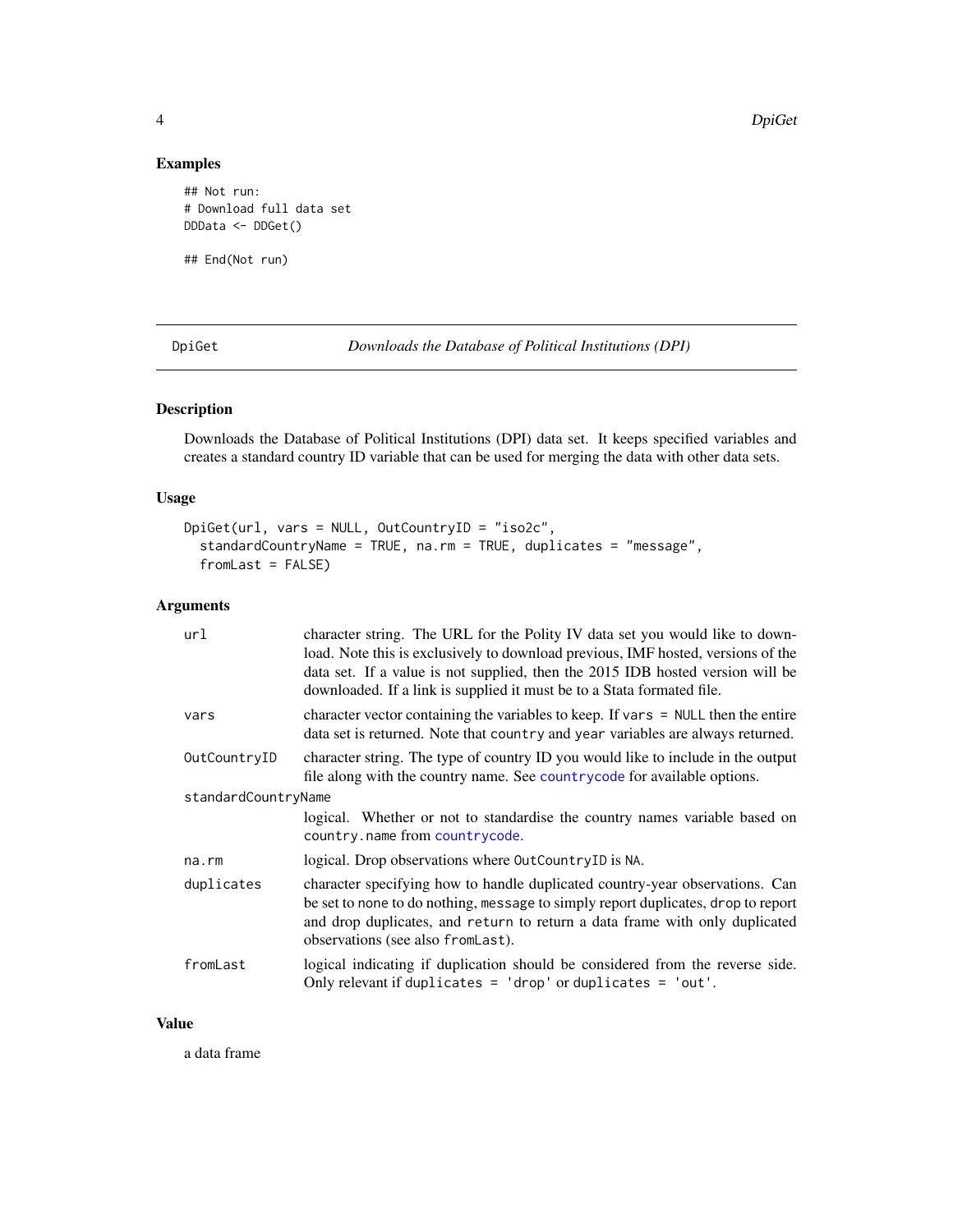## Examples

```
## Not run:
# Download full data set
DDData <- DDGet()

## End(Not run)
```

---

## DpiGet — *Downloads the Database of Political Institutions (DPI)*

### Description

Downloads the Database of Political Institutions (DPI) data set. It keeps specified variables and creates a standard country ID variable that can be used for merging the data with other data sets.

### Usage

```
DpiGet(url, vars = NULL, OutCountryID = "iso2c",
  standardCountryName = TRUE, na.rm = TRUE, duplicates = "message",
  fromLast = FALSE)
```

### Arguments

| Argument | Description |
| --- | --- |
| `url` | character string. The URL for the Polity IV data set you would like to download. Note this is exclusively to download previous, IMF hosted, versions of the data set. If a value is not supplied, then the 2015 IDB hosted version will be downloaded. If a link is supplied it must be to a Stata formated file. |
| `vars` | character vector containing the variables to keep. If `vars = NULL` then the entire data set is returned. Note that `country` and `year` variables are always returned. |
| `OutCountryID` | character string. The type of country ID you would like to include in the output file along with the country name. See `countrycode` for available options. |
| `standardCountryName` | logical. Whether or not to standardise the country names variable based on `country.name` from `countrycode`. |
| `na.rm` | logical. Drop observations where `OutCountryID` is `NA`. |
| `duplicates` | character specifying how to handle duplicated country-year observations. Can be set to `none` to do nothing, `message` to simply report duplicates, `drop` to report and drop duplicates, and `return` to return a data frame with only duplicated observations (see also `fromLast`). |
| `fromLast` | logical indicating if duplication should be considered from the reverse side. Only relevant if `duplicates = 'drop'` or `duplicates = 'out'`. |

### Value

a data frame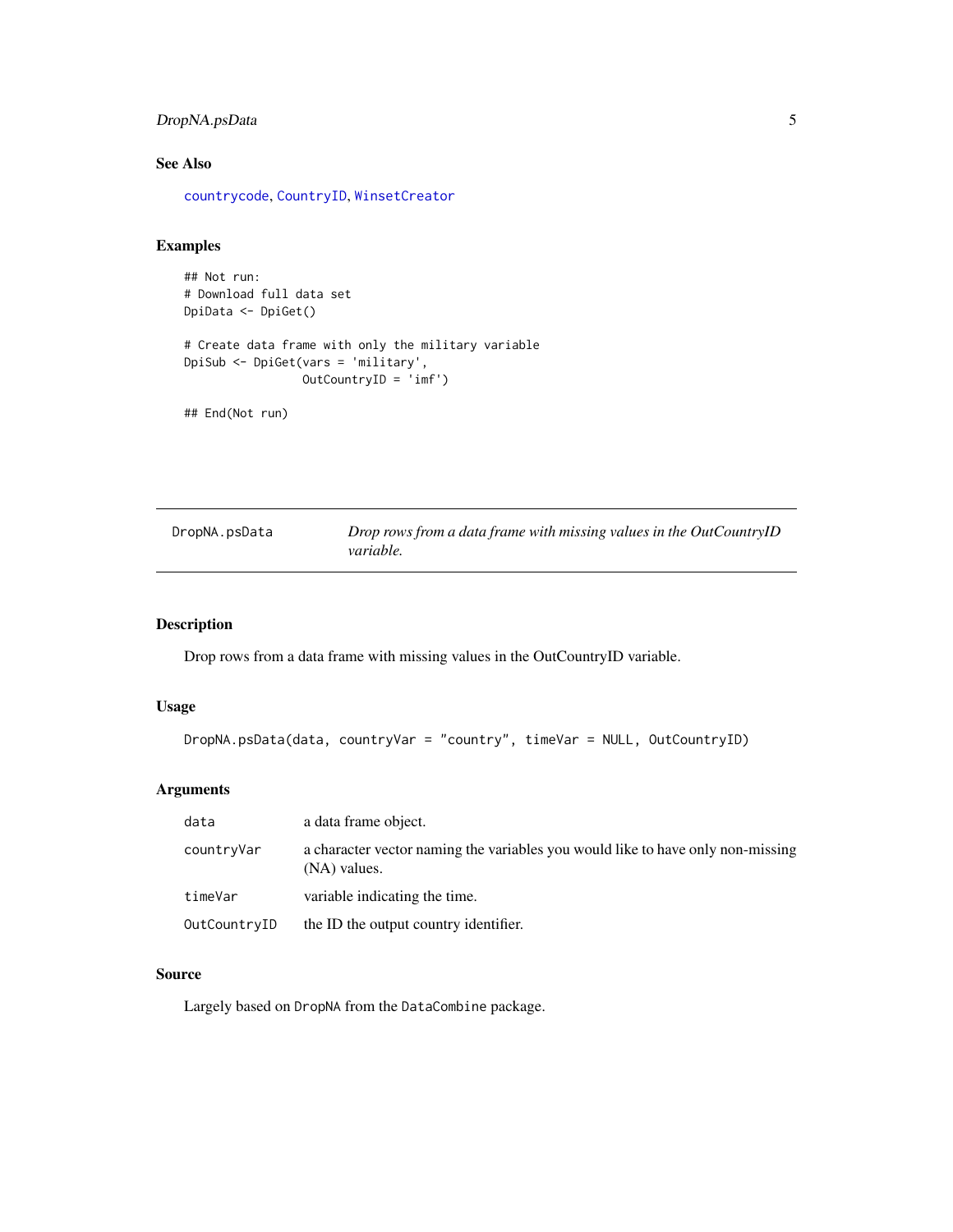### See Also

countrycode, CountryID, WinsetCreator

### Examples

```
## Not run:
# Download full data set
DpiData <- DpiGet()

# Create data frame with only the military variable
DpiSub <- DpiGet(vars = 'military',
                 OutCountryID = 'imf')

## End(Not run)
```

---

## DropNA.psData — *Drop rows from a data frame with missing values in the OutCountryID variable.*

---

### Description

Drop rows from a data frame with missing values in the OutCountryID variable.

### Usage

```
DropNA.psData(data, countryVar = "country", timeVar = NULL, OutCountryID)
```

### Arguments

| | |
|---|---|
| `data` | a data frame object. |
| `countryVar` | a character vector naming the variables you would like to have only non-missing (NA) values. |
| `timeVar` | variable indicating the time. |
| `OutCountryID` | the ID the output country identifier. |

### Source

Largely based on `DropNA` from the `DataCombine` package.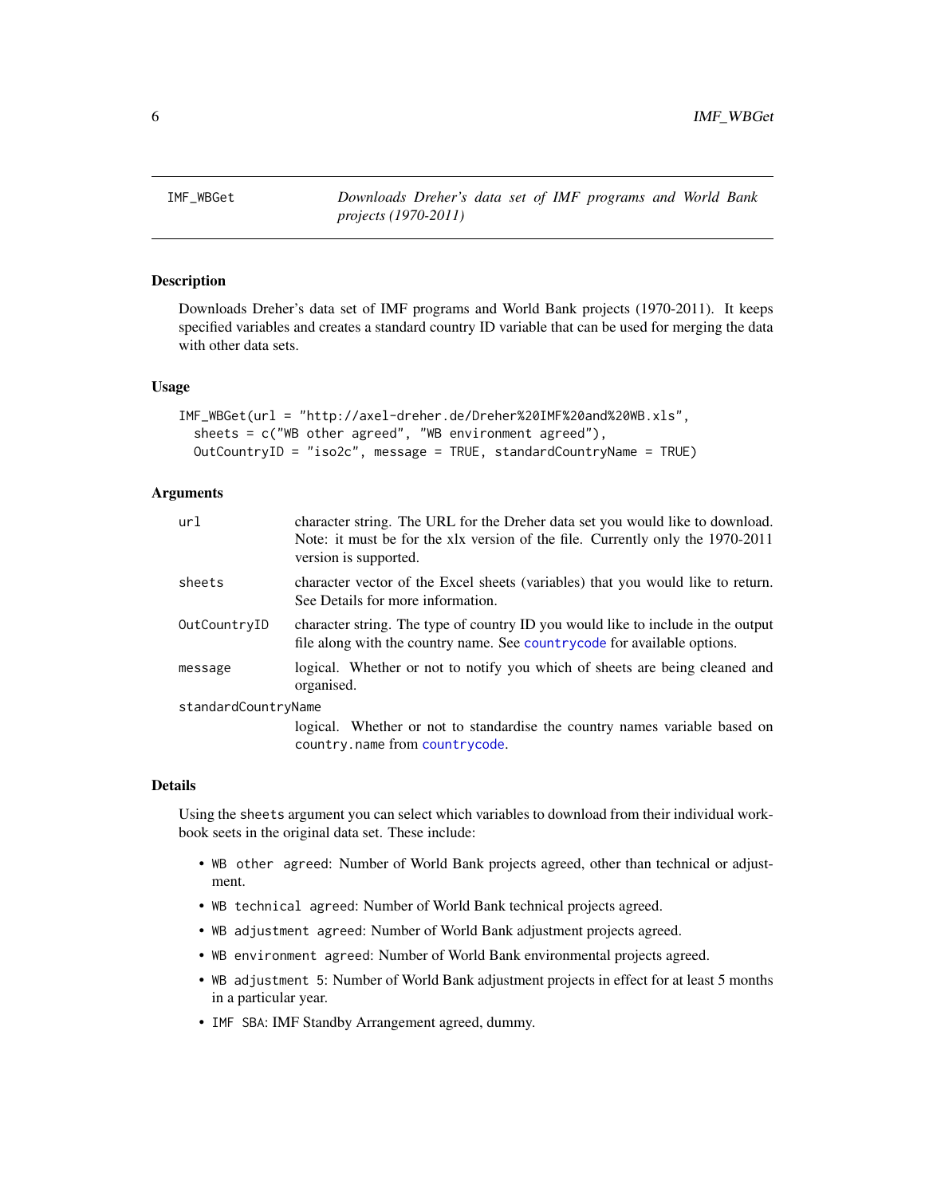## IMF_WBGet — *Downloads Dreher's data set of IMF programs and World Bank projects (1970-2011)*

### Description

Downloads Dreher's data set of IMF programs and World Bank projects (1970-2011). It keeps specified variables and creates a standard country ID variable that can be used for merging the data with other data sets.

### Usage

```
IMF_WBGet(url = "http://axel-dreher.de/Dreher%20IMF%20and%20WB.xls",
  sheets = c("WB other agreed", "WB environment agreed"),
  OutCountryID = "iso2c", message = TRUE, standardCountryName = TRUE)
```

### Arguments

| | |
|---|---|
| `url` | character string. The URL for the Dreher data set you would like to download. Note: it must be for the xlx version of the file. Currently only the 1970-2011 version is supported. |
| `sheets` | character vector of the Excel sheets (variables) that you would like to return. See Details for more information. |
| `OutCountryID` | character string. The type of country ID you would like to include in the output file along with the country name. See `countrycode` for available options. |
| `message` | logical. Whether or not to notify you which of sheets are being cleaned and organised. |
| `standardCountryName` | logical. Whether or not to standardise the country names variable based on `country.name` from `countrycode`. |

### Details

Using the `sheets` argument you can select which variables to download from their individual workbook seets in the original data set. These include:

- `WB other agreed`: Number of World Bank projects agreed, other than technical or adjustment.
- `WB technical agreed`: Number of World Bank technical projects agreed.
- `WB adjustment agreed`: Number of World Bank adjustment projects agreed.
- `WB environment agreed`: Number of World Bank environmental projects agreed.
- `WB adjustment 5`: Number of World Bank adjustment projects in effect for at least 5 months in a particular year.
- `IMF SBA`: IMF Standby Arrangement agreed, dummy.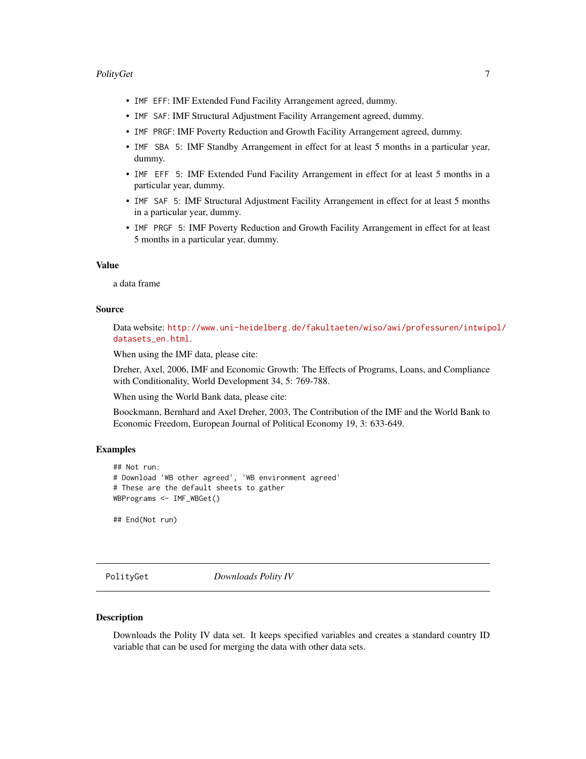- `IMF EFF`: IMF Extended Fund Facility Arrangement agreed, dummy.
- `IMF SAF`: IMF Structural Adjustment Facility Arrangement agreed, dummy.
- `IMF PRGF`: IMF Poverty Reduction and Growth Facility Arrangement agreed, dummy.
- `IMF SBA 5`: IMF Standby Arrangement in effect for at least 5 months in a particular year, dummy.
- `IMF EFF 5`: IMF Extended Fund Facility Arrangement in effect for at least 5 months in a particular year, dummy.
- `IMF SAF 5`: IMF Structural Adjustment Facility Arrangement in effect for at least 5 months in a particular year, dummy.
- `IMF PRGF 5`: IMF Poverty Reduction and Growth Facility Arrangement in effect for at least 5 months in a particular year, dummy.

### Value

a data frame

### Source

Data website: http://www.uni-heidelberg.de/fakultaeten/wiso/awi/professuren/intwipol/datasets_en.html.

When using the IMF data, please cite:

Dreher, Axel, 2006, IMF and Economic Growth: The Effects of Programs, Loans, and Compliance with Conditionality, World Development 34, 5: 769-788.

When using the World Bank data, please cite:

Boockmann, Bernhard and Axel Dreher, 2003, The Contribution of the IMF and the World Bank to Economic Freedom, European Journal of Political Economy 19, 3: 633-649.

### Examples

```
## Not run:
# Download 'WB other agreed', 'WB environment agreed'
# These are the default sheets to gather
WBPrograms <- IMF_WBGet()

## End(Not run)
```

---

## PolityGet *Downloads Polity IV*

### Description

Downloads the Polity IV data set. It keeps specified variables and creates a standard country ID variable that can be used for merging the data with other data sets.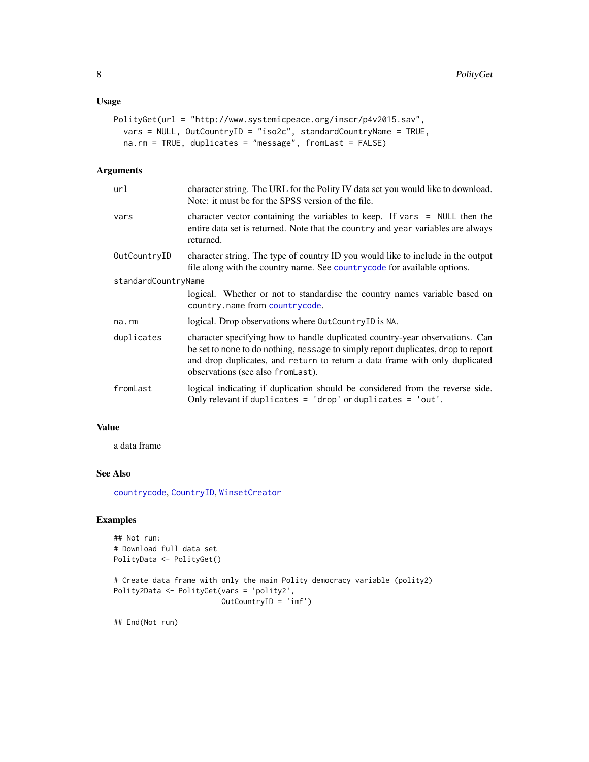### Usage

```
PolityGet(url = "http://www.systemicpeace.org/inscr/p4v2015.sav",
  vars = NULL, OutCountryID = "iso2c", standardCountryName = TRUE,
  na.rm = TRUE, duplicates = "message", fromLast = FALSE)
```

### Arguments

| | |
|---|---|
| `url` | character string. The URL for the Polity IV data set you would like to download. Note: it must be for the SPSS version of the file. |
| `vars` | character vector containing the variables to keep. If `vars = NULL` then the entire data set is returned. Note that the `country` and `year` variables are always returned. |
| `OutCountryID` | character string. The type of country ID you would like to include in the output file along with the country name. See `countrycode` for available options. |
| `standardCountryName` | logical. Whether or not to standardise the country names variable based on `country.name` from `countrycode`. |
| `na.rm` | logical. Drop observations where `OutCountryID` is `NA`. |
| `duplicates` | character specifying how to handle duplicated country-year observations. Can be set to `none` to do nothing, `message` to simply report duplicates, `drop` to report and drop duplicates, and `return` to return a data frame with only duplicated observations (see also `fromLast`). |
| `fromLast` | logical indicating if duplication should be considered from the reverse side. Only relevant if `duplicates = 'drop'` or `duplicates = 'out'`. |

### Value

a data frame

### See Also

`countrycode`, `CountryID`, `WinsetCreator`

### Examples

```
## Not run:
# Download full data set
PolityData <- PolityGet()

# Create data frame with only the main Polity democracy variable (polity2)
Polity2Data <- PolityGet(vars = 'polity2',
                         OutCountryID = 'imf')

## End(Not run)
```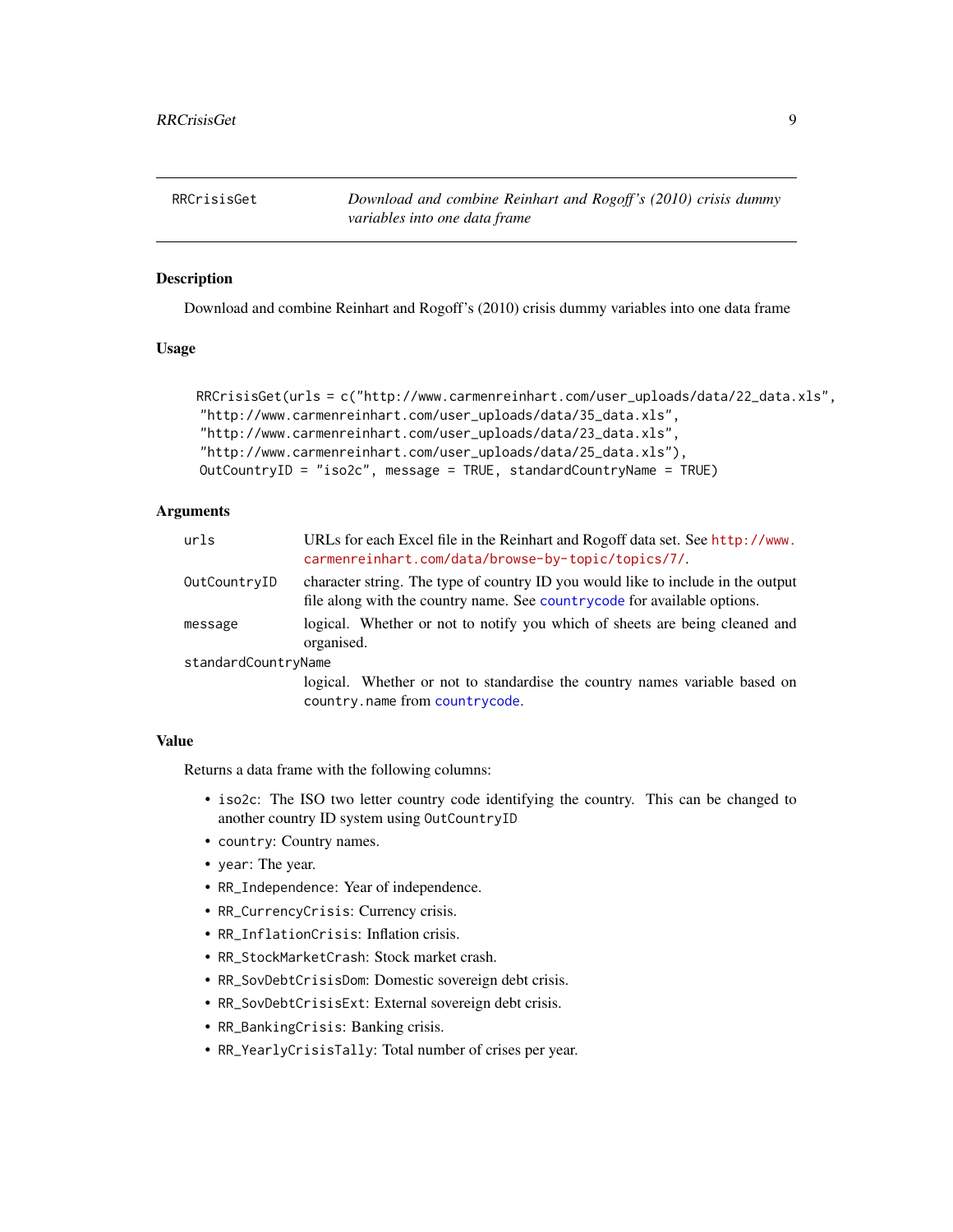## RRCrisisGet — *Download and combine Reinhart and Rogoff's (2010) crisis dummy variables into one data frame*

### Description

Download and combine Reinhart and Rogoff's (2010) crisis dummy variables into one data frame

### Usage

```
RRCrisisGet(urls = c("http://www.carmenreinhart.com/user_uploads/data/22_data.xls",
 "http://www.carmenreinhart.com/user_uploads/data/35_data.xls",
 "http://www.carmenreinhart.com/user_uploads/data/23_data.xls",
 "http://www.carmenreinhart.com/user_uploads/data/25_data.xls"),
 OutCountryID = "iso2c", message = TRUE, standardCountryName = TRUE)
```

### Arguments

| | |
|---|---|
| `urls` | URLs for each Excel file in the Reinhart and Rogoff data set. See http://www.carmenreinhart.com/data/browse-by-topic/topics/7/. |
| `OutCountryID` | character string. The type of country ID you would like to include in the output file along with the country name. See `countrycode` for available options. |
| `message` | logical. Whether or not to notify you which of sheets are being cleaned and organised. |
| `standardCountryName` | logical. Whether or not to standardise the country names variable based on `country.name` from `countrycode`. |

### Value

Returns a data frame with the following columns:

- `iso2c`: The ISO two letter country code identifying the country. This can be changed to another country ID system using `OutCountryID`
- `country`: Country names.
- `year`: The year.
- `RR_Independence`: Year of independence.
- `RR_CurrencyCrisis`: Currency crisis.
- `RR_InflationCrisis`: Inflation crisis.
- `RR_StockMarketCrash`: Stock market crash.
- `RR_SovDebtCrisisDom`: Domestic sovereign debt crisis.
- `RR_SovDebtCrisisExt`: External sovereign debt crisis.
- `RR_BankingCrisis`: Banking crisis.
- `RR_YearlyCrisisTally`: Total number of crises per year.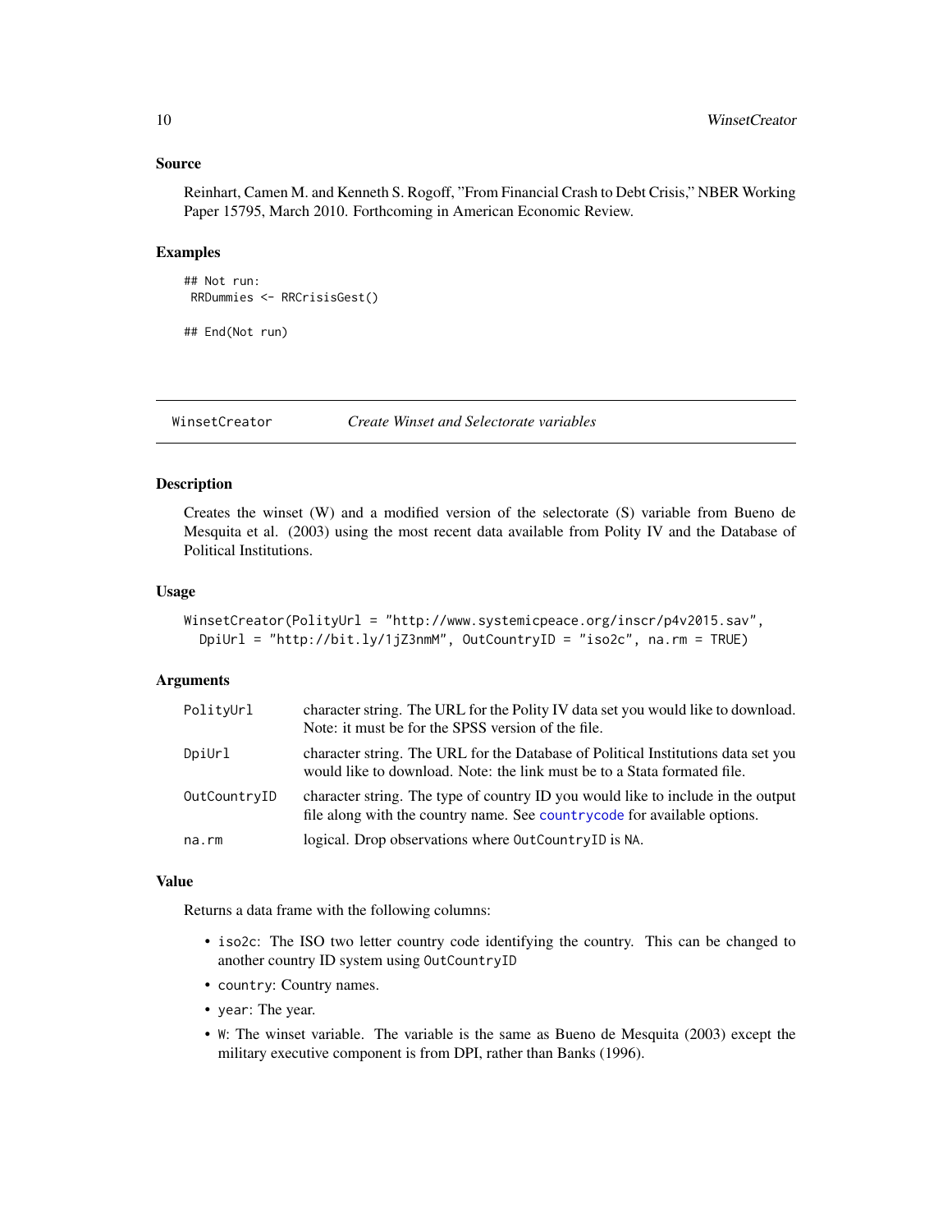### Source

Reinhart, Camen M. and Kenneth S. Rogoff, "From Financial Crash to Debt Crisis," NBER Working Paper 15795, March 2010. Forthcoming in American Economic Review.

### Examples

```
## Not run:
 RRDummies <- RRCrisisGest()

## End(Not run)
```

---

## WinsetCreator — *Create Winset and Selectorate variables*

### Description

Creates the winset (W) and a modified version of the selectorate (S) variable from Bueno de Mesquita et al. (2003) using the most recent data available from Polity IV and the Database of Political Institutions.

### Usage

```
WinsetCreator(PolityUrl = "http://www.systemicpeace.org/inscr/p4v2015.sav",
  DpiUrl = "http://bit.ly/1jZ3nmM", OutCountryID = "iso2c", na.rm = TRUE)
```

### Arguments

| | |
|---|---|
| PolityUrl | character string. The URL for the Polity IV data set you would like to download. Note: it must be for the SPSS version of the file. |
| DpiUrl | character string. The URL for the Database of Political Institutions data set you would like to download. Note: the link must be to a Stata formated file. |
| OutCountryID | character string. The type of country ID you would like to include in the output file along with the country name. See countrycode for available options. |
| na.rm | logical. Drop observations where OutCountryID is NA. |

### Value

Returns a data frame with the following columns:

- iso2c: The ISO two letter country code identifying the country. This can be changed to another country ID system using OutCountryID
- country: Country names.
- year: The year.
- W: The winset variable. The variable is the same as Bueno de Mesquita (2003) except the military executive component is from DPI, rather than Banks (1996).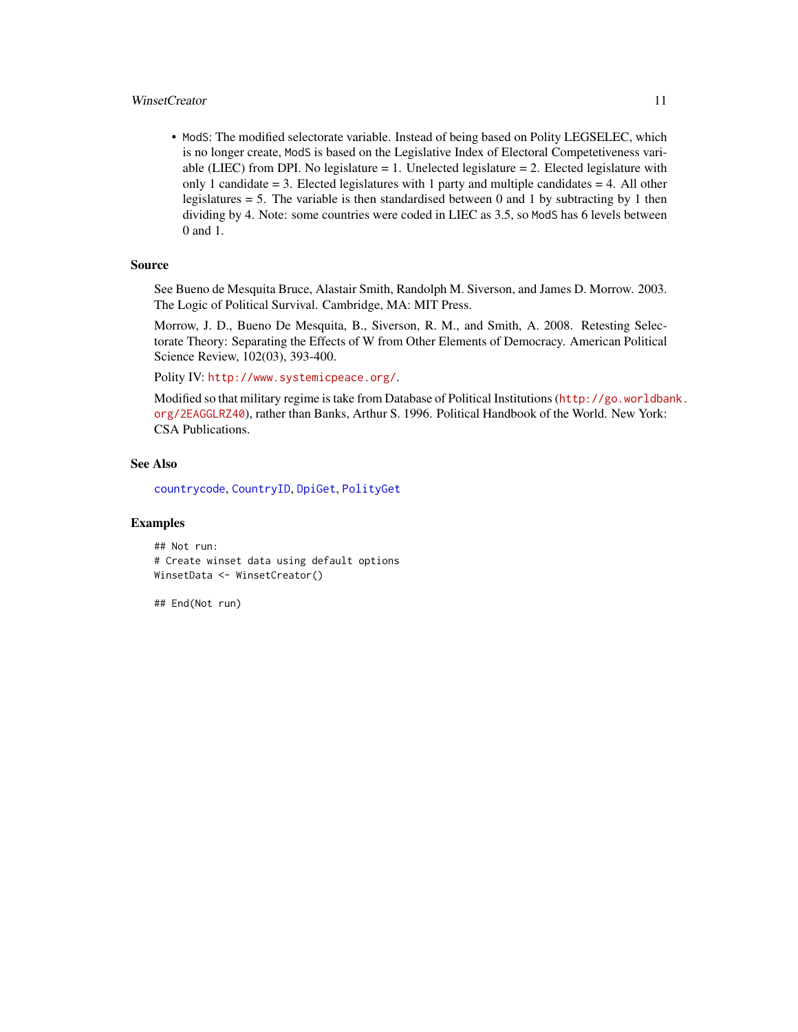- `ModS`: The modified selectorate variable. Instead of being based on Polity LEGSELEC, which is no longer create, `ModS` is based on the Legislative Index of Electoral Competetiveness variable (LIEC) from DPI. No legislature = 1. Unelected legislature = 2. Elected legislature with only 1 candidate = 3. Elected legislatures with 1 party and multiple candidates = 4. All other legislatures = 5. The variable is then standardised between 0 and 1 by subtracting by 1 then dividing by 4. Note: some countries were coded in LIEC as 3.5, so `ModS` has 6 levels between 0 and 1.

## Source

See Bueno de Mesquita Bruce, Alastair Smith, Randolph M. Siverson, and James D. Morrow. 2003. The Logic of Political Survival. Cambridge, MA: MIT Press.

Morrow, J. D., Bueno De Mesquita, B., Siverson, R. M., and Smith, A. 2008. Retesting Selectorate Theory: Separating the Effects of W from Other Elements of Democracy. American Political Science Review, 102(03), 393-400.

Polity IV: http://www.systemicpeace.org/.

Modified so that military regime is take from Database of Political Institutions (http://go.worldbank.org/2EAGGLRZ40), rather than Banks, Arthur S. 1996. Political Handbook of the World. New York: CSA Publications.

## See Also

`countrycode`, `CountryID`, `DpiGet`, `PolityGet`

## Examples

```
## Not run:
# Create winset data using default options
WinsetData <- WinsetCreator()

## End(Not run)
```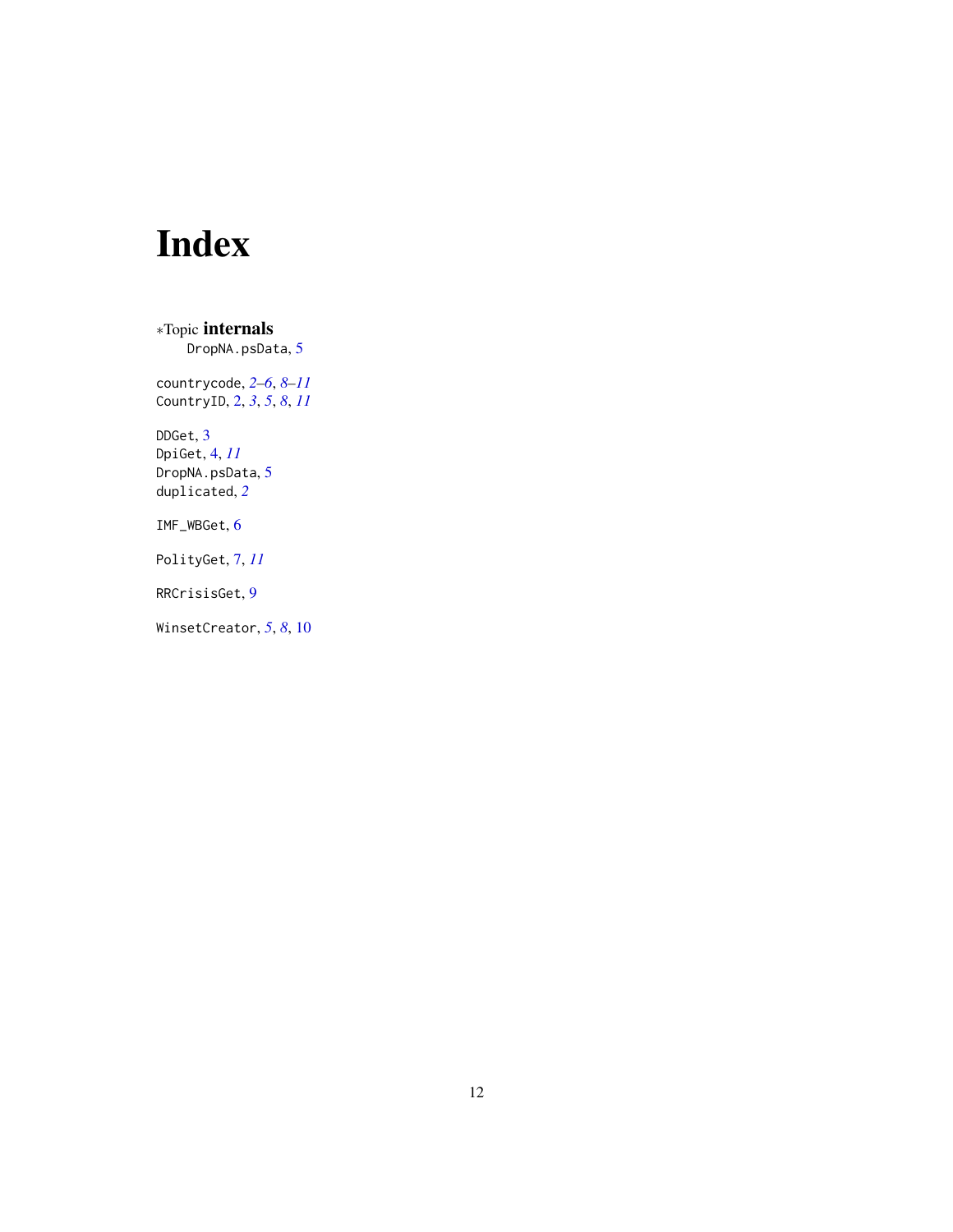# Index

∗Topic **internals**
    DropNA.psData, 5

countrycode, *2–6*, *8–11*
CountryID, 2, *3*, *5*, *8*, *11*

DDGet, 3
DpiGet, 4, *11*
DropNA.psData, 5
duplicated, *2*

IMF_WBGet, 6

PolityGet, 7, *11*

RRCrisisGet, 9

WinsetCreator, *5*, *8*, 10